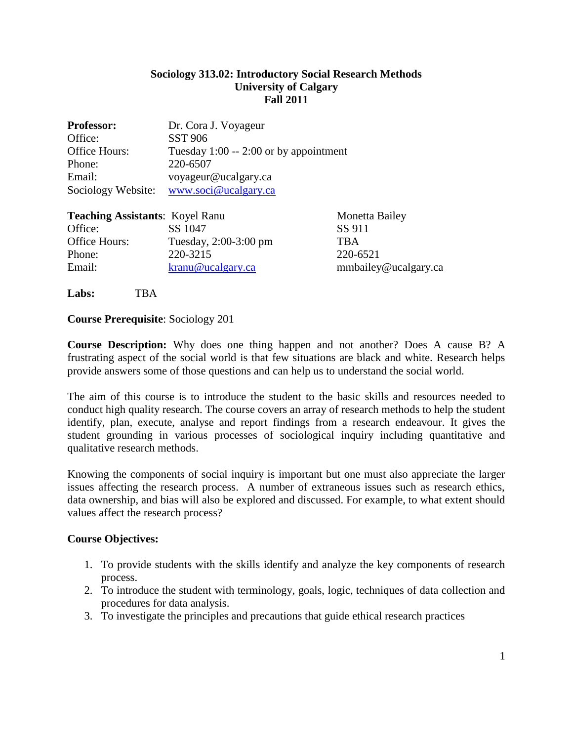**Sociology 313.02: Introductory Social Research Methods**
**University of Calgary**
**Fall 2011**

| | |
|---|---|
| **Professor:** | Dr. Cora J. Voyageur |
| Office: | SST 906 |
| Office Hours: | Tuesday 1:00 -- 2:00 or by appointment |
| Phone: | 220-6507 |
| Email: | voyageur@ucalgary.ca |
| Sociology Website: | www.soci@ucalgary.ca |

| | | |
|---|---|---|
| **Teaching Assistants**: | Koyel Ranu | Monetta Bailey |
| Office: | SS 1047 | SS 911 |
| Office Hours: | Tuesday, 2:00-3:00 pm | TBA |
| Phone: | 220-3215 | 220-6521 |
| Email: | kranu@ucalgary.ca | mmbailey@ucalgary.ca |

**Labs:** TBA

**Course Prerequisite**: Sociology 201

**Course Description:** Why does one thing happen and not another? Does A cause B? A frustrating aspect of the social world is that few situations are black and white. Research helps provide answers some of those questions and can help us to understand the social world.

The aim of this course is to introduce the student to the basic skills and resources needed to conduct high quality research. The course covers an array of research methods to help the student identify, plan, execute, analyse and report findings from a research endeavour. It gives the student grounding in various processes of sociological inquiry including quantitative and qualitative research methods.

Knowing the components of social inquiry is important but one must also appreciate the larger issues affecting the research process. A number of extraneous issues such as research ethics, data ownership, and bias will also be explored and discussed. For example, to what extent should values affect the research process?

**Course Objectives:**

1. To provide students with the skills identify and analyze the key components of research process.
2. To introduce the student with terminology, goals, logic, techniques of data collection and procedures for data analysis.
3. To investigate the principles and precautions that guide ethical research practices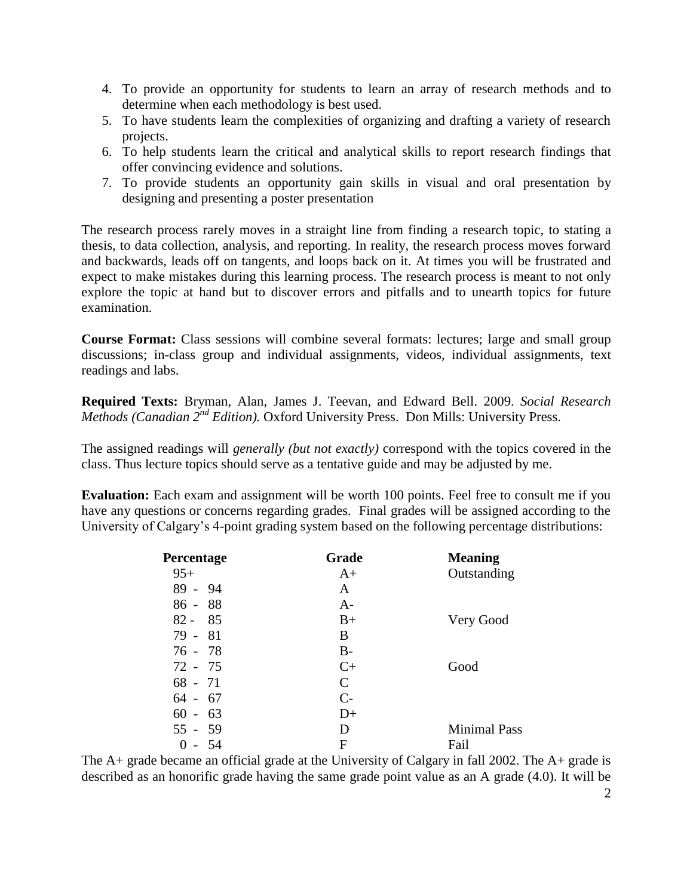4. To provide an opportunity for students to learn an array of research methods and to determine when each methodology is best used.
5. To have students learn the complexities of organizing and drafting a variety of research projects.
6. To help students learn the critical and analytical skills to report research findings that offer convincing evidence and solutions.
7. To provide students an opportunity gain skills in visual and oral presentation by designing and presenting a poster presentation

The research process rarely moves in a straight line from finding a research topic, to stating a thesis, to data collection, analysis, and reporting. In reality, the research process moves forward and backwards, leads off on tangents, and loops back on it. At times you will be frustrated and expect to make mistakes during this learning process. The research process is meant to not only explore the topic at hand but to discover errors and pitfalls and to unearth topics for future examination.

**Course Format:** Class sessions will combine several formats: lectures; large and small group discussions; in-class group and individual assignments, videos, individual assignments, text readings and labs.

**Required Texts:** Bryman, Alan, James J. Teevan, and Edward Bell. 2009. *Social Research Methods (Canadian 2nd Edition).* Oxford University Press. Don Mills: University Press.

The assigned readings will *generally (but not exactly)* correspond with the topics covered in the class. Thus lecture topics should serve as a tentative guide and may be adjusted by me.

**Evaluation:** Each exam and assignment will be worth 100 points. Feel free to consult me if you have any questions or concerns regarding grades. Final grades will be assigned according to the University of Calgary's 4-point grading system based on the following percentage distributions:

| Percentage | Grade | Meaning |
|---|---|---|
| 95+ | A+ | Outstanding |
| 89 - 94 | A | |
| 86 - 88 | A- | |
| 82 - 85 | B+ | Very Good |
| 79 - 81 | B | |
| 76 - 78 | B- | |
| 72 - 75 | C+ | Good |
| 68 - 71 | C | |
| 64 - 67 | C- | |
| 60 - 63 | D+ | |
| 55 - 59 | D | Minimal Pass |
| 0 - 54 | F | Fail |

The A+ grade became an official grade at the University of Calgary in fall 2002. The A+ grade is described as an honorific grade having the same grade point value as an A grade (4.0). It will be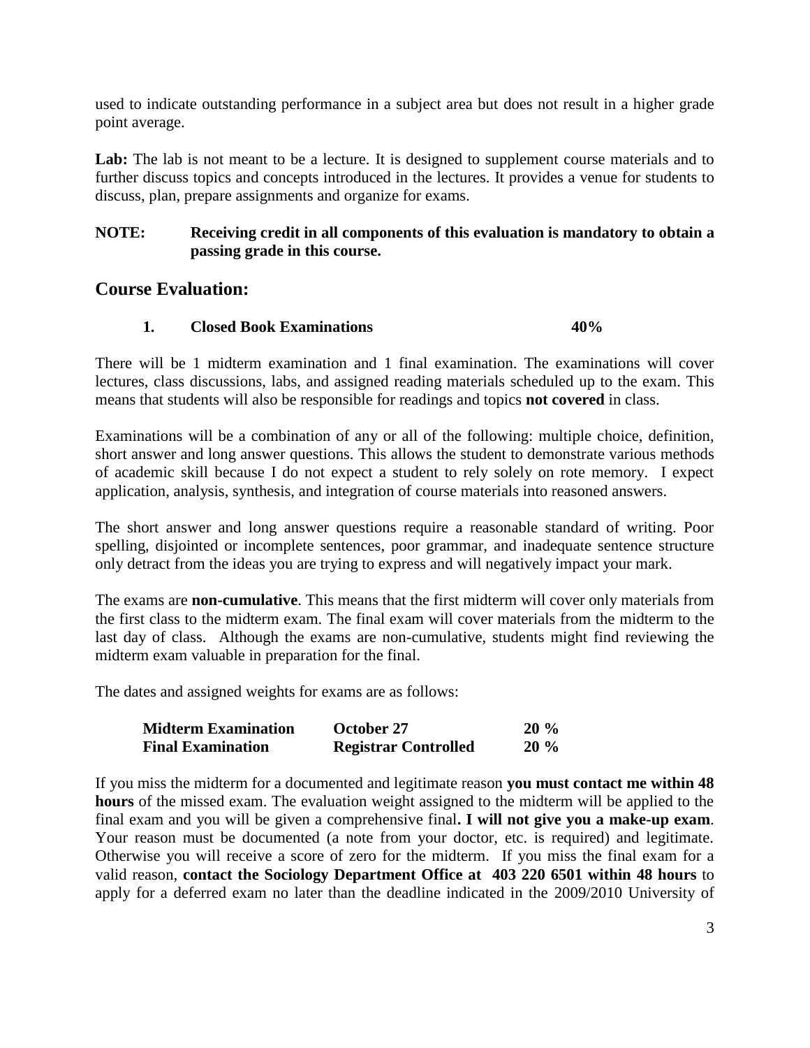used to indicate outstanding performance in a subject area but does not result in a higher grade point average.

**Lab:** The lab is not meant to be a lecture. It is designed to supplement course materials and to further discuss topics and concepts introduced in the lectures. It provides a venue for students to discuss, plan, prepare assignments and organize for exams.

**NOTE: Receiving credit in all components of this evaluation is mandatory to obtain a passing grade in this course.**

## Course Evaluation:

**1. Closed Book Examinations 40%**

There will be 1 midterm examination and 1 final examination. The examinations will cover lectures, class discussions, labs, and assigned reading materials scheduled up to the exam. This means that students will also be responsible for readings and topics **not covered** in class.

Examinations will be a combination of any or all of the following: multiple choice, definition, short answer and long answer questions. This allows the student to demonstrate various methods of academic skill because I do not expect a student to rely solely on rote memory. I expect application, analysis, synthesis, and integration of course materials into reasoned answers.

The short answer and long answer questions require a reasonable standard of writing. Poor spelling, disjointed or incomplete sentences, poor grammar, and inadequate sentence structure only detract from the ideas you are trying to express and will negatively impact your mark.

The exams are **non-cumulative**. This means that the first midterm will cover only materials from the first class to the midterm exam. The final exam will cover materials from the midterm to the last day of class. Although the exams are non-cumulative, students might find reviewing the midterm exam valuable in preparation for the final.

The dates and assigned weights for exams are as follows:

| | | |
|---|---|---|
| **Midterm Examination** | **October 27** | **20 %** |
| **Final Examination** | **Registrar Controlled** | **20 %** |

If you miss the midterm for a documented and legitimate reason **you must contact me within 48 hours** of the missed exam. The evaluation weight assigned to the midterm will be applied to the final exam and you will be given a comprehensive final**. I will not give you a make-up exam**. Your reason must be documented (a note from your doctor, etc. is required) and legitimate. Otherwise you will receive a score of zero for the midterm. If you miss the final exam for a valid reason, **contact the Sociology Department Office at 403 220 6501 within 48 hours** to apply for a deferred exam no later than the deadline indicated in the 2009/2010 University of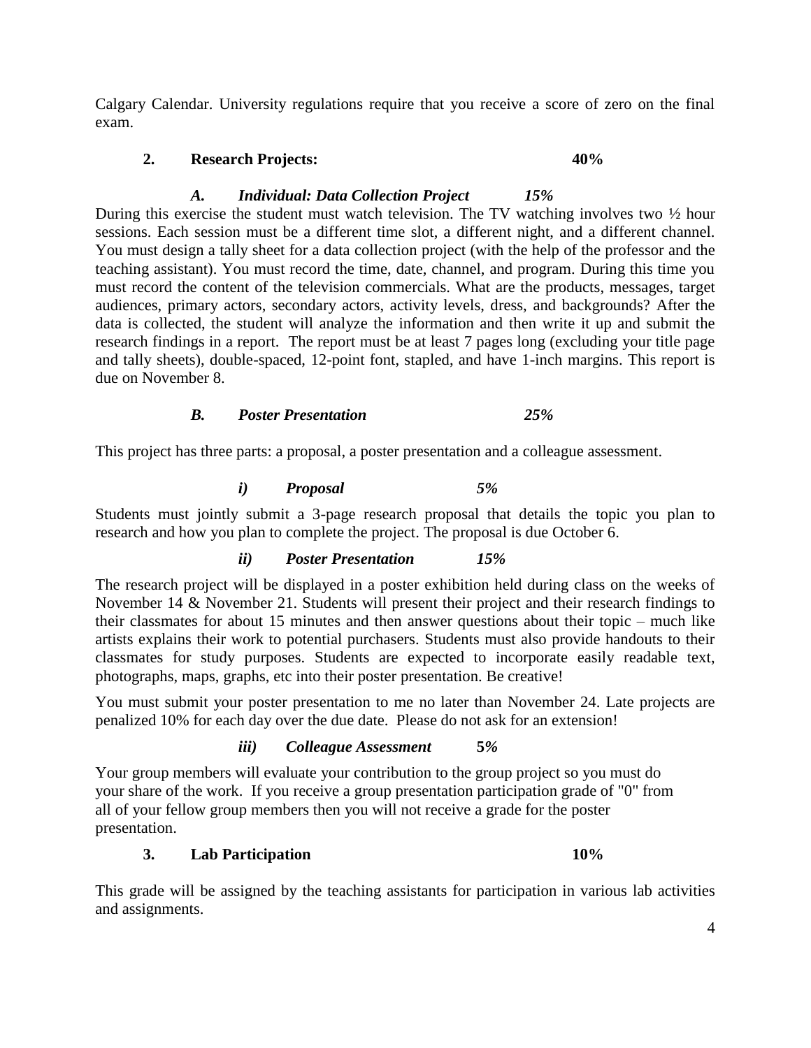Calgary Calendar. University regulations require that you receive a score of zero on the final exam.

**2. Research Projects: 40%**

***A. Individual: Data Collection Project 15%***

During this exercise the student must watch television. The TV watching involves two ½ hour sessions. Each session must be a different time slot, a different night, and a different channel. You must design a tally sheet for a data collection project (with the help of the professor and the teaching assistant). You must record the time, date, channel, and program. During this time you must record the content of the television commercials. What are the products, messages, target audiences, primary actors, secondary actors, activity levels, dress, and backgrounds? After the data is collected, the student will analyze the information and then write it up and submit the research findings in a report. The report must be at least 7 pages long (excluding your title page and tally sheets), double-spaced, 12-point font, stapled, and have 1-inch margins. This report is due on November 8.

***B. Poster Presentation 25%***

This project has three parts: a proposal, a poster presentation and a colleague assessment.

***i) Proposal 5%***

Students must jointly submit a 3-page research proposal that details the topic you plan to research and how you plan to complete the project. The proposal is due October 6.

***ii) Poster Presentation 15%***

The research project will be displayed in a poster exhibition held during class on the weeks of November 14 & November 21. Students will present their project and their research findings to their classmates for about 15 minutes and then answer questions about their topic – much like artists explains their work to potential purchasers. Students must also provide handouts to their classmates for study purposes. Students are expected to incorporate easily readable text, photographs, maps, graphs, etc into their poster presentation. Be creative!

You must submit your poster presentation to me no later than November 24. Late projects are penalized 10% for each day over the due date. Please do not ask for an extension!

***iii) Colleague Assessment* 5%**

Your group members will evaluate your contribution to the group project so you must do your share of the work. If you receive a group presentation participation grade of "0" from all of your fellow group members then you will not receive a grade for the poster presentation.

**3. Lab Participation 10%**

This grade will be assigned by the teaching assistants for participation in various lab activities and assignments.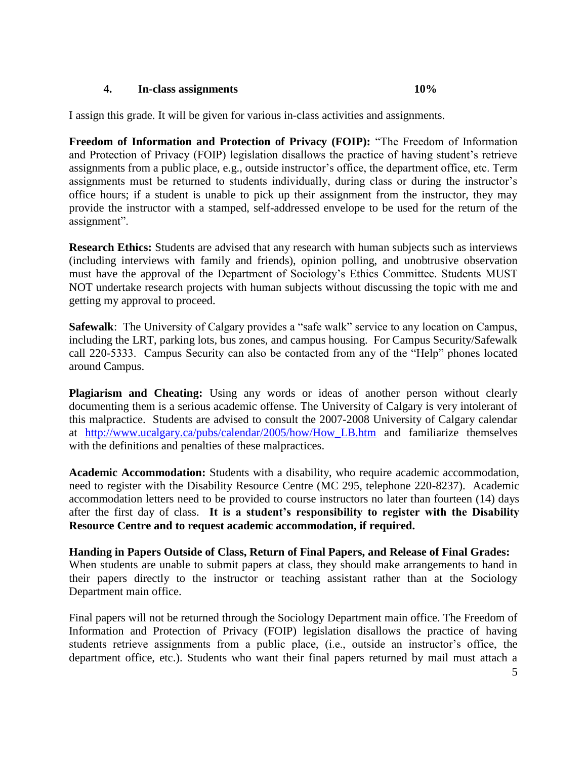**4. In-class assignments 10%**

I assign this grade. It will be given for various in-class activities and assignments.

**Freedom of Information and Protection of Privacy (FOIP):** "The Freedom of Information and Protection of Privacy (FOIP) legislation disallows the practice of having student's retrieve assignments from a public place, e.g., outside instructor's office, the department office, etc. Term assignments must be returned to students individually, during class or during the instructor's office hours; if a student is unable to pick up their assignment from the instructor, they may provide the instructor with a stamped, self-addressed envelope to be used for the return of the assignment".

**Research Ethics:** Students are advised that any research with human subjects such as interviews (including interviews with family and friends), opinion polling, and unobtrusive observation must have the approval of the Department of Sociology's Ethics Committee. Students MUST NOT undertake research projects with human subjects without discussing the topic with me and getting my approval to proceed.

**Safewalk**: The University of Calgary provides a "safe walk" service to any location on Campus, including the LRT, parking lots, bus zones, and campus housing. For Campus Security/Safewalk call 220-5333. Campus Security can also be contacted from any of the "Help" phones located around Campus.

**Plagiarism and Cheating:** Using any words or ideas of another person without clearly documenting them is a serious academic offense. The University of Calgary is very intolerant of this malpractice. Students are advised to consult the 2007-2008 University of Calgary calendar at http://www.ucalgary.ca/pubs/calendar/2005/how/How_LB.htm and familiarize themselves with the definitions and penalties of these malpractices.

**Academic Accommodation:** Students with a disability, who require academic accommodation, need to register with the Disability Resource Centre (MC 295, telephone 220-8237). Academic accommodation letters need to be provided to course instructors no later than fourteen (14) days after the first day of class. **It is a student's responsibility to register with the Disability Resource Centre and to request academic accommodation, if required.**

**Handing in Papers Outside of Class, Return of Final Papers, and Release of Final Grades:**
When students are unable to submit papers at class, they should make arrangements to hand in their papers directly to the instructor or teaching assistant rather than at the Sociology Department main office.

Final papers will not be returned through the Sociology Department main office. The Freedom of Information and Protection of Privacy (FOIP) legislation disallows the practice of having students retrieve assignments from a public place, (i.e., outside an instructor's office, the department office, etc.). Students who want their final papers returned by mail must attach a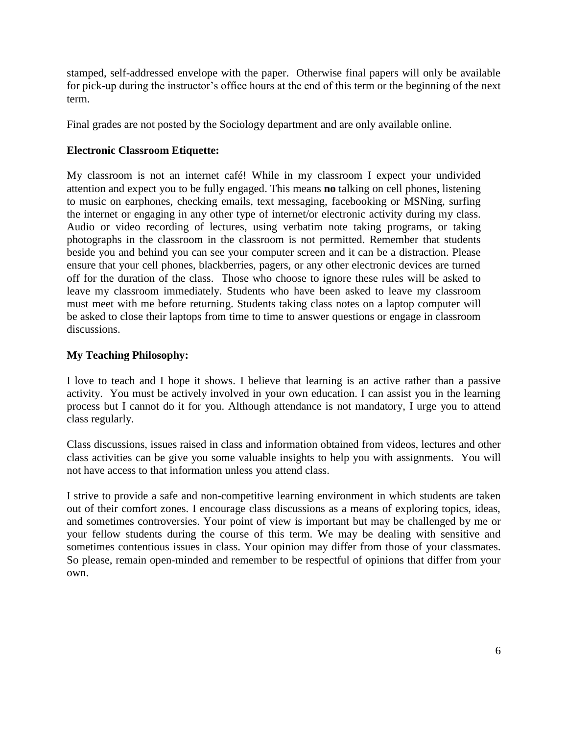stamped, self-addressed envelope with the paper. Otherwise final papers will only be available for pick-up during the instructor's office hours at the end of this term or the beginning of the next term.

Final grades are not posted by the Sociology department and are only available online.

**Electronic Classroom Etiquette:**

My classroom is not an internet café! While in my classroom I expect your undivided attention and expect you to be fully engaged. This means **no** talking on cell phones, listening to music on earphones, checking emails, text messaging, facebooking or MSNing, surfing the internet or engaging in any other type of internet/or electronic activity during my class. Audio or video recording of lectures, using verbatim note taking programs, or taking photographs in the classroom in the classroom is not permitted. Remember that students beside you and behind you can see your computer screen and it can be a distraction. Please ensure that your cell phones, blackberries, pagers, or any other electronic devices are turned off for the duration of the class. Those who choose to ignore these rules will be asked to leave my classroom immediately. Students who have been asked to leave my classroom must meet with me before returning. Students taking class notes on a laptop computer will be asked to close their laptops from time to time to answer questions or engage in classroom discussions.

**My Teaching Philosophy:**

I love to teach and I hope it shows. I believe that learning is an active rather than a passive activity. You must be actively involved in your own education. I can assist you in the learning process but I cannot do it for you. Although attendance is not mandatory, I urge you to attend class regularly.

Class discussions, issues raised in class and information obtained from videos, lectures and other class activities can be give you some valuable insights to help you with assignments. You will not have access to that information unless you attend class.

I strive to provide a safe and non-competitive learning environment in which students are taken out of their comfort zones. I encourage class discussions as a means of exploring topics, ideas, and sometimes controversies. Your point of view is important but may be challenged by me or your fellow students during the course of this term. We may be dealing with sensitive and sometimes contentious issues in class. Your opinion may differ from those of your classmates. So please, remain open-minded and remember to be respectful of opinions that differ from your own.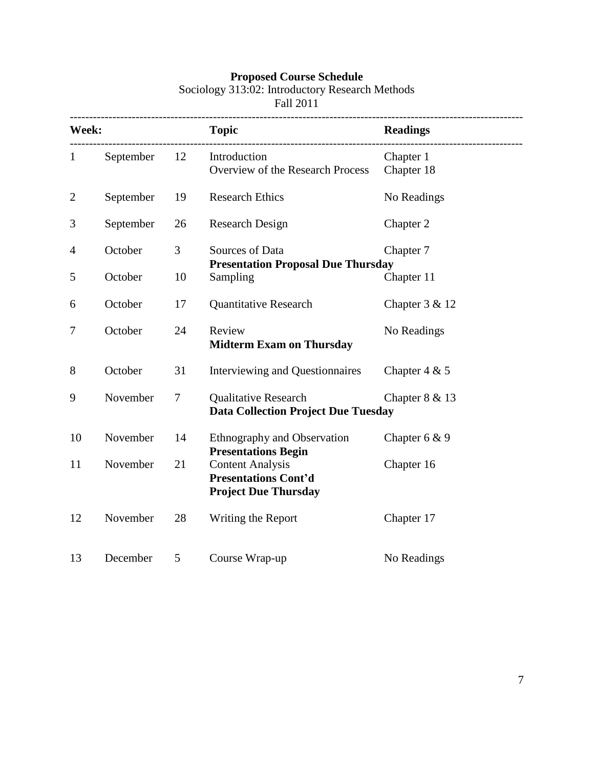**Proposed Course Schedule**

Sociology 313:02: Introductory Research Methods

Fall 2011

| Week: | | | Topic | Readings |
| --- | --- | --- | --- | --- |
| 1 | September | 12 | Introduction<br>Overview of the Research Process | Chapter 1<br>Chapter 18 |
| 2 | September | 19 | Research Ethics | No Readings |
| 3 | September | 26 | Research Design | Chapter 2 |
| 4 | October | 3 | Sources of Data<br>**Presentation Proposal Due Thursday** | Chapter 7 |
| 5 | October | 10 | Sampling | Chapter 11 |
| 6 | October | 17 | Quantitative Research | Chapter 3 & 12 |
| 7 | October | 24 | Review<br>**Midterm Exam on Thursday** | No Readings |
| 8 | October | 31 | Interviewing and Questionnaires | Chapter 4 & 5 |
| 9 | November | 7 | Qualitative Research<br>**Data Collection Project Due Tuesday** | Chapter 8 & 13 |
| 10 | November | 14 | Ethnography and Observation<br>**Presentations Begin** | Chapter 6 & 9 |
| 11 | November | 21 | Content Analysis<br>**Presentations Cont'd**<br>**Project Due Thursday** | Chapter 16 |
| 12 | November | 28 | Writing the Report | Chapter 17 |
| 13 | December | 5 | Course Wrap-up | No Readings |